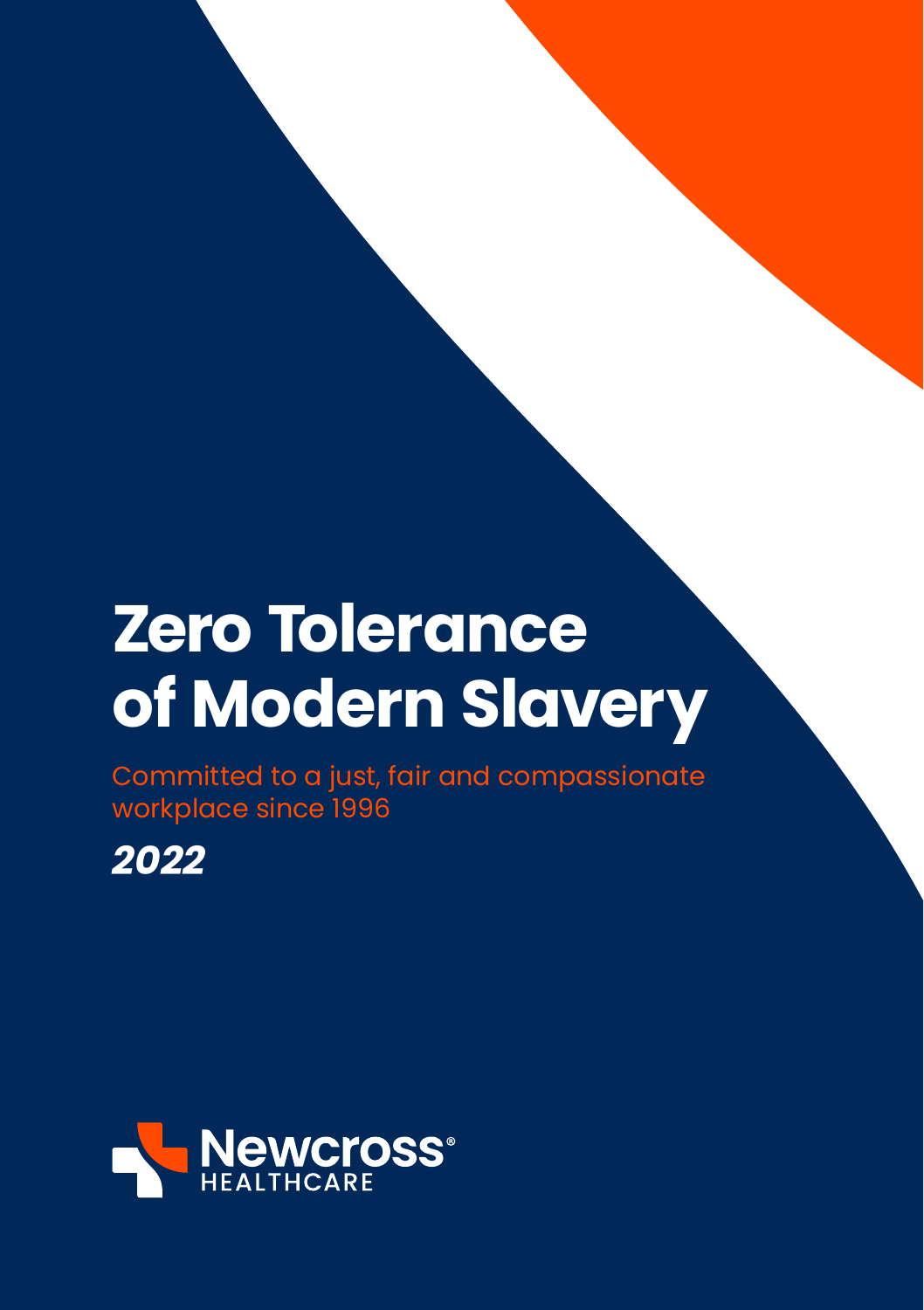# Zero Tolerance of Modern Slavery

Committed to a just, fair and compassionate workplace since 1996

***2022***

Newcross® HEALTHCARE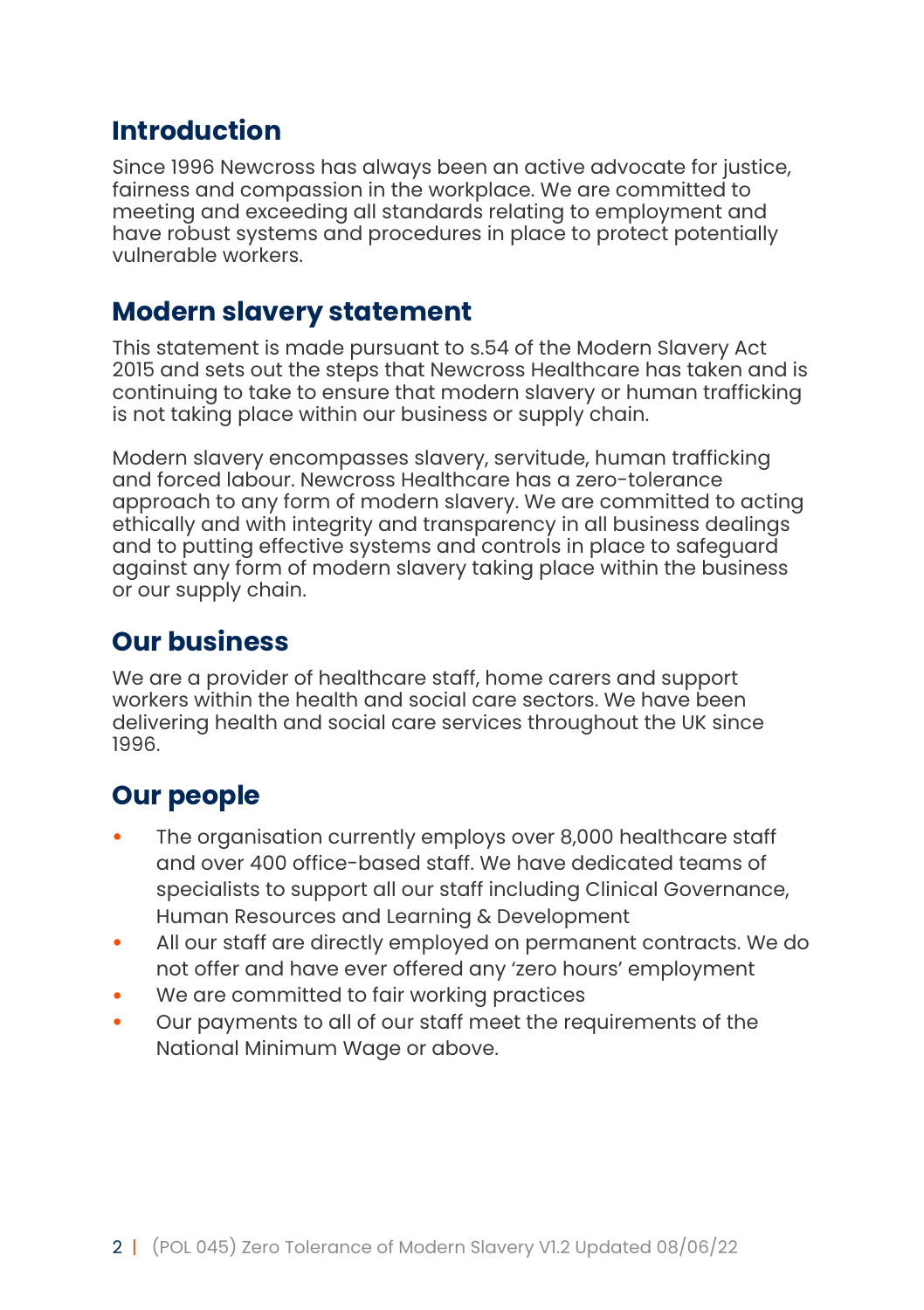## Introduction

Since 1996 Newcross has always been an active advocate for justice, fairness and compassion in the workplace. We are committed to meeting and exceeding all standards relating to employment and have robust systems and procedures in place to protect potentially vulnerable workers.

## Modern slavery statement

This statement is made pursuant to s.54 of the Modern Slavery Act 2015 and sets out the steps that Newcross Healthcare has taken and is continuing to take to ensure that modern slavery or human trafficking is not taking place within our business or supply chain.

Modern slavery encompasses slavery, servitude, human trafficking and forced labour. Newcross Healthcare has a zero-tolerance approach to any form of modern slavery. We are committed to acting ethically and with integrity and transparency in all business dealings and to putting effective systems and controls in place to safeguard against any form of modern slavery taking place within the business or our supply chain.

## Our business

We are a provider of healthcare staff, home carers and support workers within the health and social care sectors. We have been delivering health and social care services throughout the UK since 1996.

## Our people

- The organisation currently employs over 8,000 healthcare staff and over 400 office-based staff. We have dedicated teams of specialists to support all our staff including Clinical Governance, Human Resources and Learning & Development
- All our staff are directly employed on permanent contracts. We do not offer and have ever offered any 'zero hours' employment
- We are committed to fair working practices
- Our payments to all of our staff meet the requirements of the National Minimum Wage or above.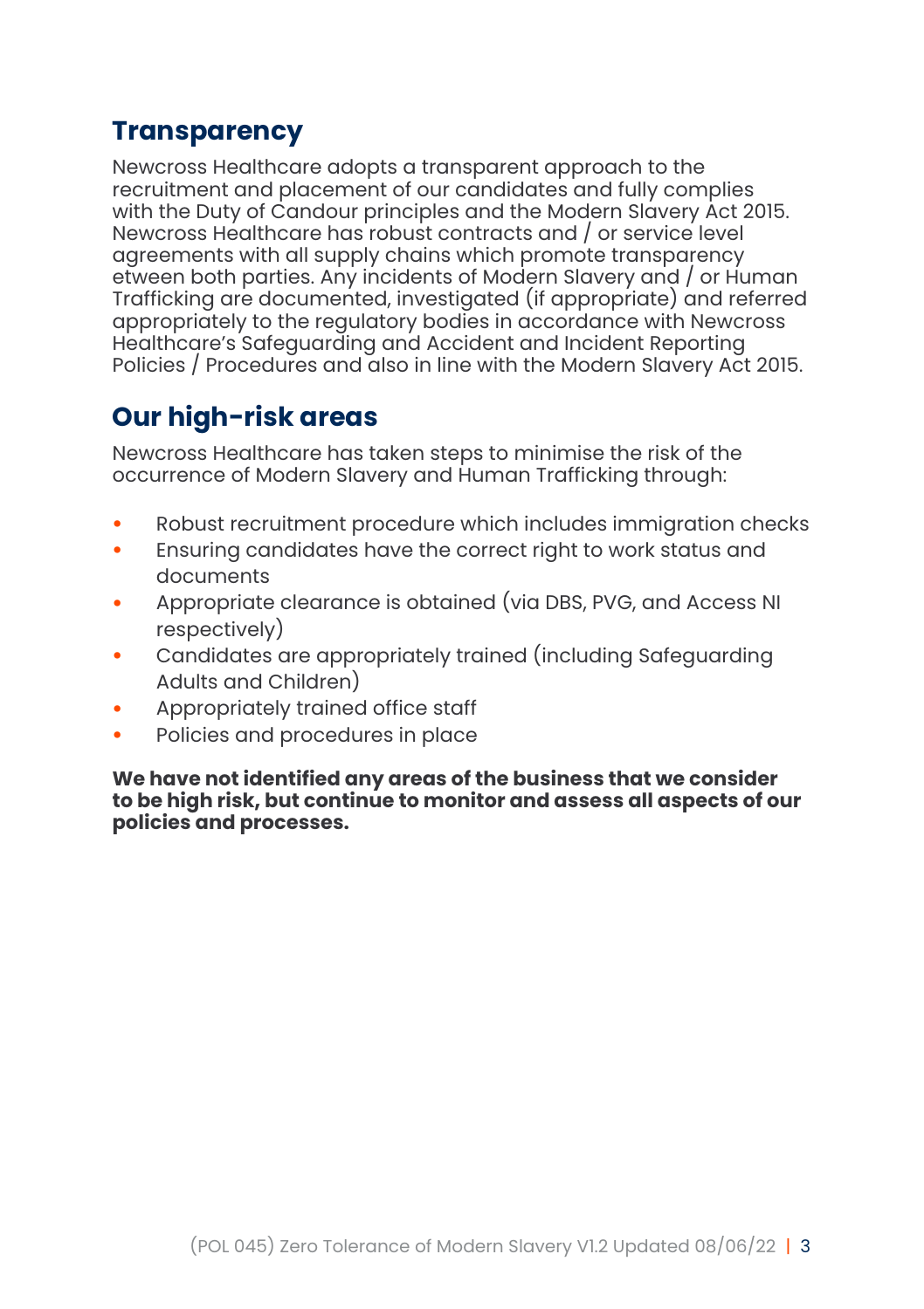## Transparency

Newcross Healthcare adopts a transparent approach to the recruitment and placement of our candidates and fully complies with the Duty of Candour principles and the Modern Slavery Act 2015. Newcross Healthcare has robust contracts and / or service level agreements with all supply chains which promote transparency etween both parties. Any incidents of Modern Slavery and / or Human Trafficking are documented, investigated (if appropriate) and referred appropriately to the regulatory bodies in accordance with Newcross Healthcare's Safeguarding and Accident and Incident Reporting Policies / Procedures and also in line with the Modern Slavery Act 2015.

## Our high-risk areas

Newcross Healthcare has taken steps to minimise the risk of the occurrence of Modern Slavery and Human Trafficking through:

- Robust recruitment procedure which includes immigration checks
- Ensuring candidates have the correct right to work status and documents
- Appropriate clearance is obtained (via DBS, PVG, and Access NI respectively)
- Candidates are appropriately trained (including Safeguarding Adults and Children)
- Appropriately trained office staff
- Policies and procedures in place

**We have not identified any areas of the business that we consider to be high risk, but continue to monitor and assess all aspects of our policies and processes.**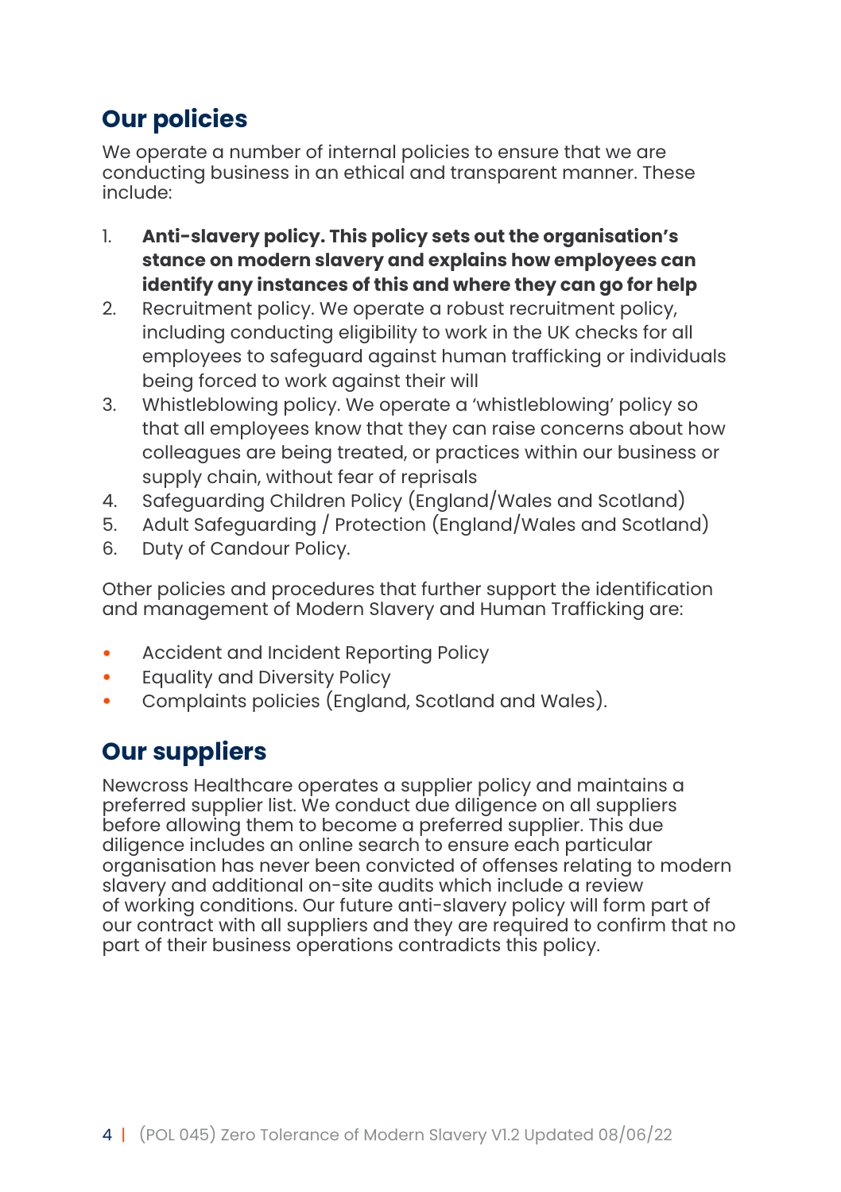## Our policies

We operate a number of internal policies to ensure that we are conducting business in an ethical and transparent manner. These include:

1. **Anti-slavery policy. This policy sets out the organisation's stance on modern slavery and explains how employees can identify any instances of this and where they can go for help**
2. Recruitment policy. We operate a robust recruitment policy, including conducting eligibility to work in the UK checks for all employees to safeguard against human trafficking or individuals being forced to work against their will
3. Whistleblowing policy. We operate a 'whistleblowing' policy so that all employees know that they can raise concerns about how colleagues are being treated, or practices within our business or supply chain, without fear of reprisals
4. Safeguarding Children Policy (England/Wales and Scotland)
5. Adult Safeguarding / Protection (England/Wales and Scotland)
6. Duty of Candour Policy.

Other policies and procedures that further support the identification and management of Modern Slavery and Human Trafficking are:

- Accident and Incident Reporting Policy
- Equality and Diversity Policy
- Complaints policies (England, Scotland and Wales).

## Our suppliers

Newcross Healthcare operates a supplier policy and maintains a preferred supplier list. We conduct due diligence on all suppliers before allowing them to become a preferred supplier. This due diligence includes an online search to ensure each particular organisation has never been convicted of offenses relating to modern slavery and additional on-site audits which include a review of working conditions. Our future anti-slavery policy will form part of our contract with all suppliers and they are required to confirm that no part of their business operations contradicts this policy.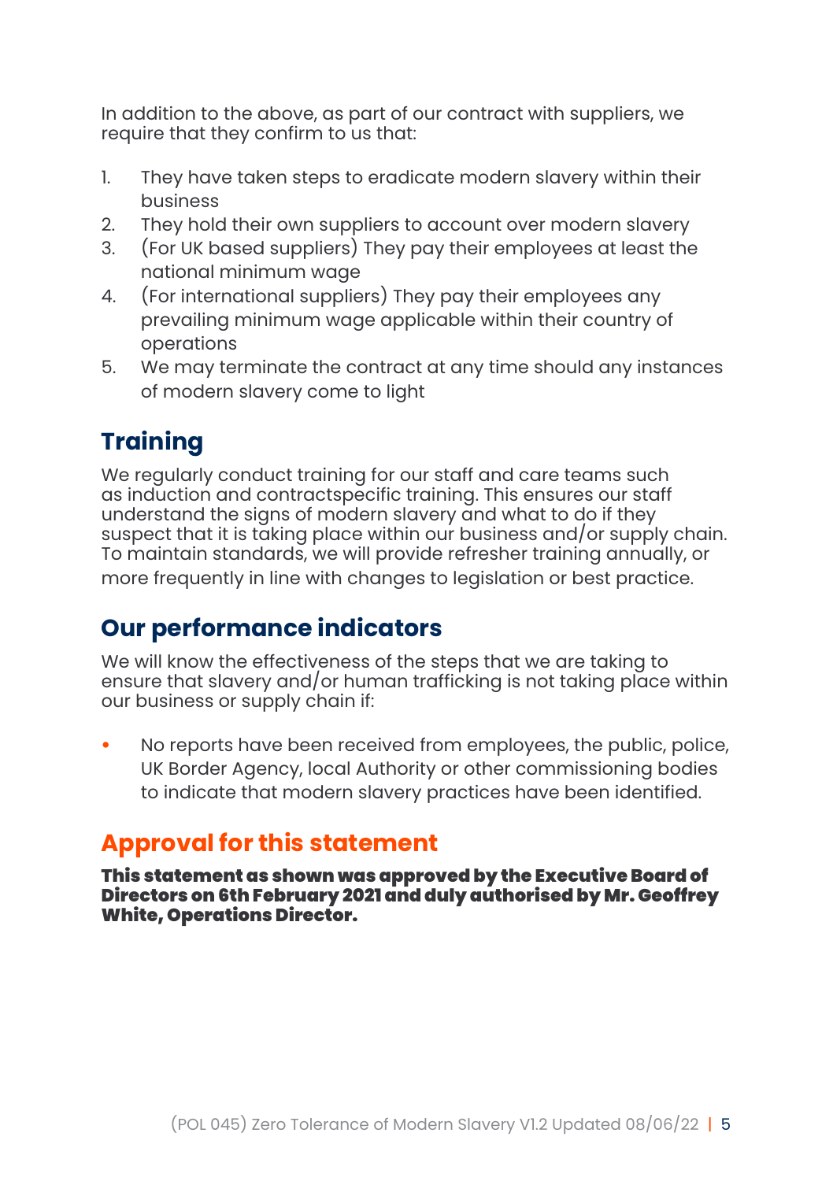In addition to the above, as part of our contract with suppliers, we require that they confirm to us that:

1. They have taken steps to eradicate modern slavery within their business
2. They hold their own suppliers to account over modern slavery
3. (For UK based suppliers) They pay their employees at least the national minimum wage
4. (For international suppliers) They pay their employees any prevailing minimum wage applicable within their country of operations
5. We may terminate the contract at any time should any instances of modern slavery come to light

## Training

We regularly conduct training for our staff and care teams such as induction and contractspecific training. This ensures our staff understand the signs of modern slavery and what to do if they suspect that it is taking place within our business and/or supply chain. To maintain standards, we will provide refresher training annually, or more frequently in line with changes to legislation or best practice.

## Our performance indicators

We will know the effectiveness of the steps that we are taking to ensure that slavery and/or human trafficking is not taking place within our business or supply chain if:

- No reports have been received from employees, the public, police, UK Border Agency, local Authority or other commissioning bodies to indicate that modern slavery practices have been identified.

## Approval for this statement

**This statement as shown was approved by the Executive Board of Directors on 6th February 2021 and duly authorised by Mr. Geoffrey White, Operations Director.**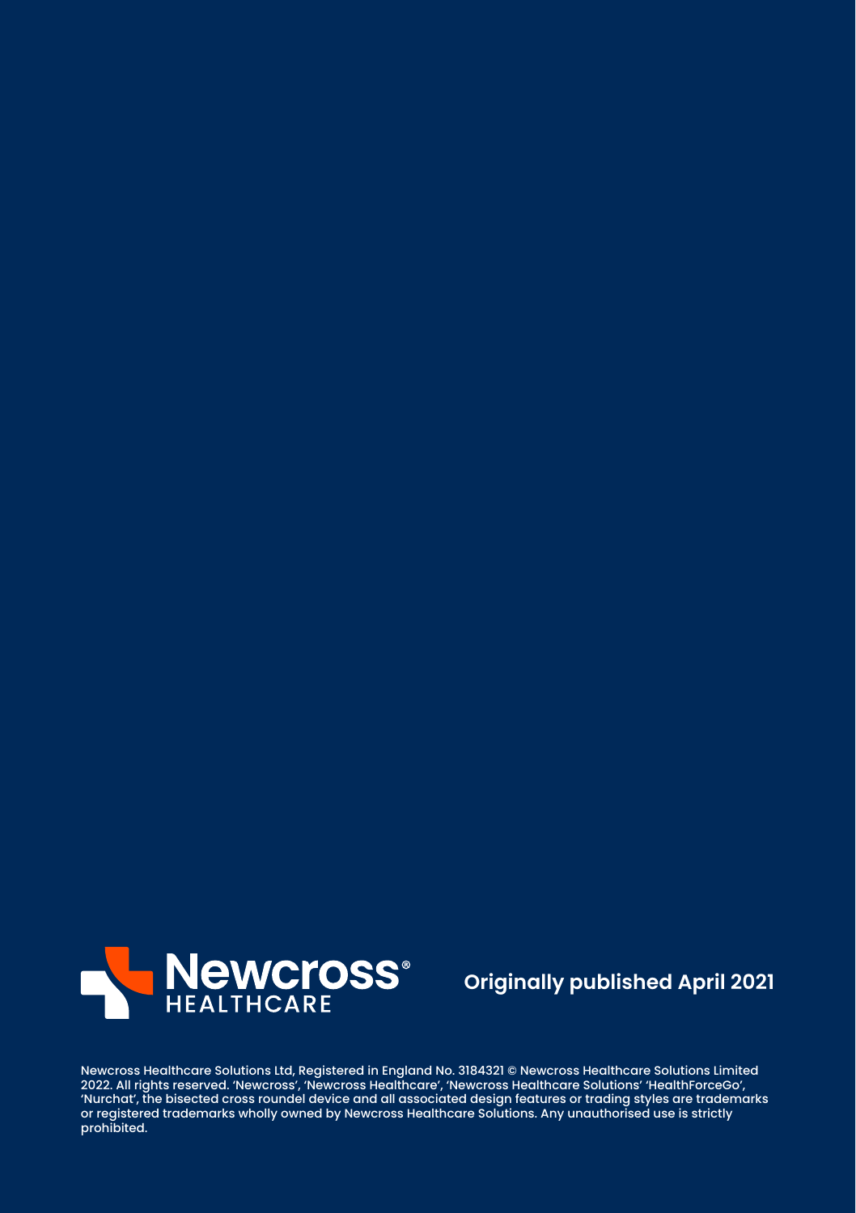Newcross® HEALTHCARE

**Originally published April 2021**

Newcross Healthcare Solutions Ltd, Registered in England No. 3184321 © Newcross Healthcare Solutions Limited 2022. All rights reserved. 'Newcross', 'Newcross Healthcare', 'Newcross Healthcare Solutions' 'HealthForceGo', 'Nurchat', the bisected cross roundel device and all associated design features or trading styles are trademarks or registered trademarks wholly owned by Newcross Healthcare Solutions. Any unauthorised use is strictly prohibited.